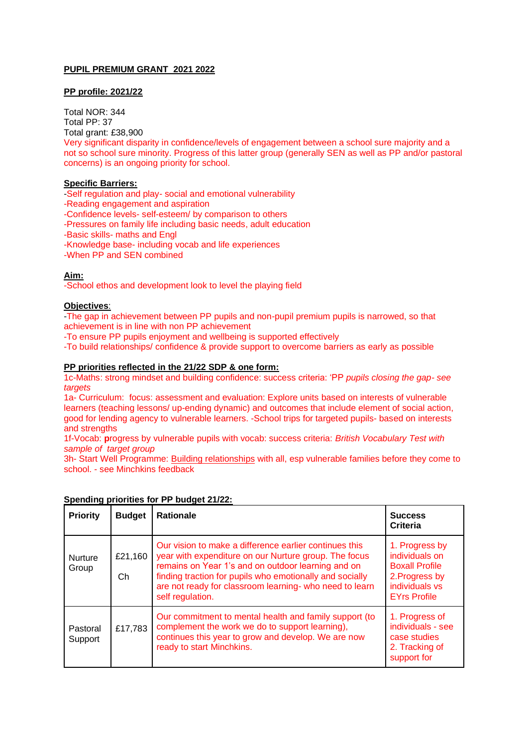**PUPIL PREMIUM GRANT 2021 2022**

**PP profile: 2021/22**

Total NOR: 344
Total PP: 37
Total grant: £38,900
Very significant disparity in confidence/levels of engagement between a school sure majority and a not so school sure minority. Progress of this latter group (generally SEN as well as PP and/or pastoral concerns) is an ongoing priority for school.

**Specific Barriers:**
-Self regulation and play- social and emotional vulnerability
-Reading engagement and aspiration
-Confidence levels- self-esteem/ by comparison to others
-Pressures on family life including basic needs, adult education
-Basic skills- maths and Engl
-Knowledge base- including vocab and life experiences
-When PP and SEN combined

**Aim:**
-School ethos and development look to level the playing field

**Objectives**:
-The gap in achievement between PP pupils and non-pupil premium pupils is narrowed, so that achievement is in line with non PP achievement
-To ensure PP pupils enjoyment and wellbeing is supported effectively
-To build relationships/ confidence & provide support to overcome barriers as early as possible

**PP priorities reflected in the 21/22 SDP & one form:**
1c-Maths: strong mindset and building confidence: success criteria: 'PP *pupils closing the gap- see targets*
1a- Curriculum: focus: assessment and evaluation: Explore units based on interests of vulnerable learners (teaching lessons/ up-ending dynamic) and outcomes that include element of social action, good for lending agency to vulnerable learners. -School trips for targeted pupils- based on interests and strengths
1f-Vocab: **p**rogress by vulnerable pupils with vocab: success criteria: *British Vocabulary Test with sample of target group*
3h- Start Well Programme: Building relationships with all, esp vulnerable families before they come to school. - see Minchkins feedback

**Spending priorities for PP budget 21/22:**

| Priority | Budget | Rationale | Success Criteria |
|---|---|---|---|
| Nurture Group | £21,160 Ch | Our vision to make a difference earlier continues this year with expenditure on our Nurture group. The focus remains on Year 1's and on outdoor learning and on finding traction for pupils who emotionally and socially are not ready for classroom learning- who need to learn self regulation. | 1. Progress by individuals on Boxall Profile 2.Progress by individuals vs EYrs Profile |
| Pastoral Support | £17,783 | Our commitment to mental health and family support (to complement the work we do to support learning), continues this year to grow and develop. We are now ready to start Minchkins. | 1. Progress of individuals - see case studies 2. Tracking of support for |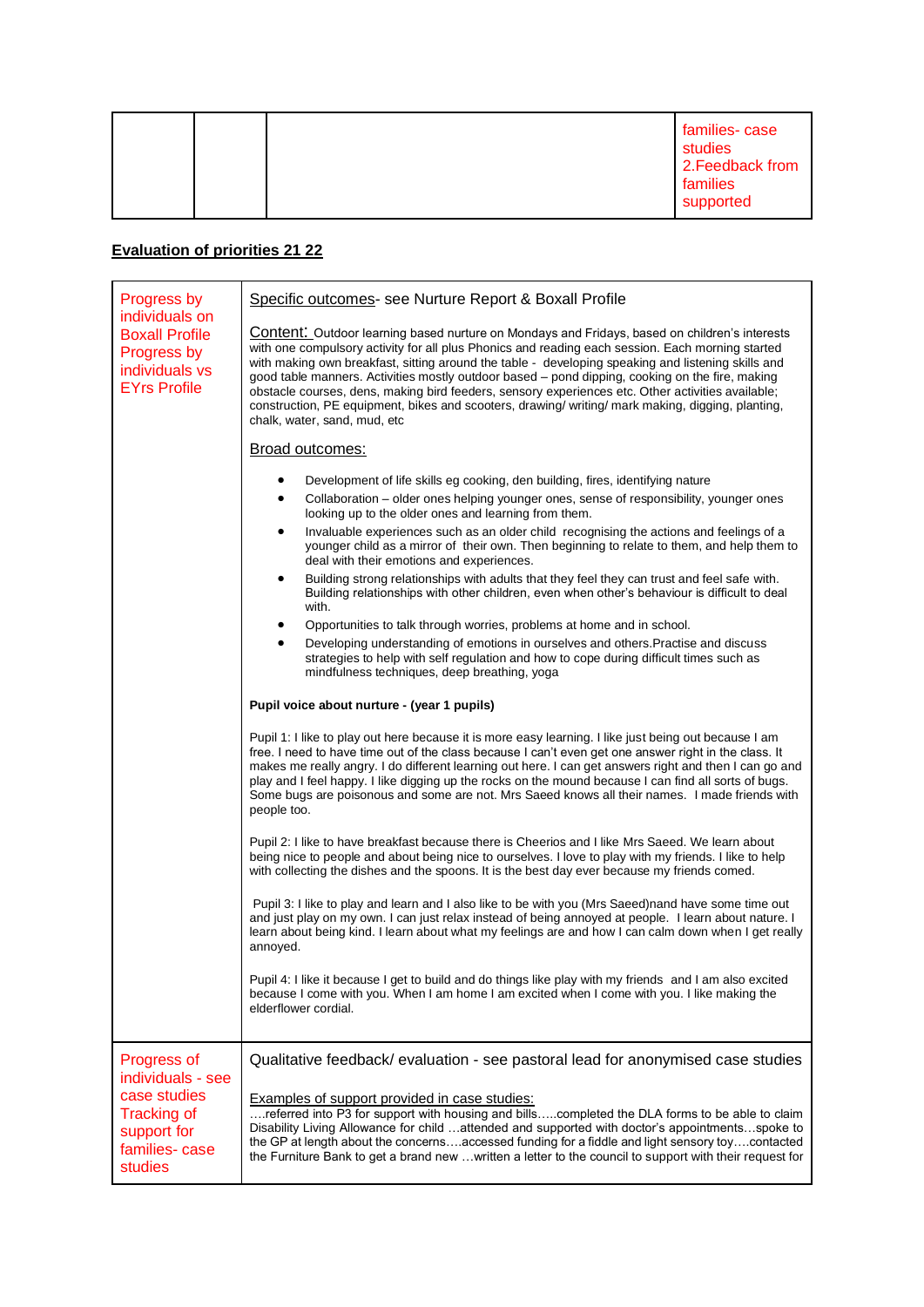|  |  |  | families- case studies<br>2.Feedback from families supported |
|---|---|---|---|

**Evaluation of priorities 21 22**

| Progress by individuals on Boxall Profile<br>Progress by individuals vs EYrs Profile | Specific outcomes- see Nurture Report & Boxall Profile<br><br>Content: Outdoor learning based nurture on Mondays and Fridays, based on children's interests with one compulsory activity for all plus Phonics and reading each session. Each morning started with making own breakfast, sitting around the table - developing speaking and listening skills and good table manners. Activities mostly outdoor based – pond dipping, cooking on the fire, making obstacle courses, dens, making bird feeders, sensory experiences etc. Other activities available; construction, PE equipment, bikes and scooters, drawing/ writing/ mark making, digging, planting, chalk, water, sand, mud, etc<br><br>Broad outcomes:<br><br>• Development of life skills eg cooking, den building, fires, identifying nature<br>• Collaboration – older ones helping younger ones, sense of responsibility, younger ones looking up to the older ones and learning from them.<br>• Invaluable experiences such as an older child recognising the actions and feelings of a younger child as a mirror of their own. Then beginning to relate to them, and help them to deal with their emotions and experiences.<br>• Building strong relationships with adults that they feel they can trust and feel safe with. Building relationships with other children, even when other's behaviour is difficult to deal with.<br>• Opportunities to talk through worries, problems at home and in school.<br>• Developing understanding of emotions in ourselves and others.Practise and discuss strategies to help with self regulation and how to cope during difficult times such as mindfulness techniques, deep breathing, yoga<br><br>**Pupil voice about nurture - (year 1 pupils)**<br><br>Pupil 1: I like to play out here because it is more easy learning. I like just being out because I am free. I need to have time out of the class because I can't even get one answer right in the class. It makes me really angry. I do different learning out here. I can get answers right and then I can go and play and I feel happy. I like digging up the rocks on the mound because I can find all sorts of bugs. Some bugs are poisonous and some are not. Mrs Saeed knows all their names. I made friends with people too.<br><br>Pupil 2: I like to have breakfast because there is Cheerios and I like Mrs Saeed. We learn about being nice to people and about being nice to ourselves. I love to play with my friends. I like to help with collecting the dishes and the spoons. It is the best day ever because my friends comed.<br><br>Pupil 3: I like to play and learn and I also like to be with you (Mrs Saeed)nand have some time out and just play on my own. I can just relax instead of being annoyed at people. I learn about nature. I learn about being kind. I learn about what my feelings are and how I can calm down when I get really annoyed.<br><br>Pupil 4: I like it because I get to build and do things like play with my friends and I am also excited because I come with you. When I am home I am excited when I come with you. I like making the elderflower cordial. |
|---|---|
| Progress of individuals - see case studies<br>Tracking of support for families- case studies | Qualitative feedback/ evaluation - see pastoral lead for anonymised case studies<br><br>Examples of support provided in case studies:<br>….referred into P3 for support with housing and bills…..completed the DLA forms to be able to claim Disability Living Allowance for child …attended and supported with doctor's appointments…spoke to the GP at length about the concerns….accessed funding for a fiddle and light sensory toy….contacted the Furniture Bank to get a brand new …written a letter to the council to support with their request for |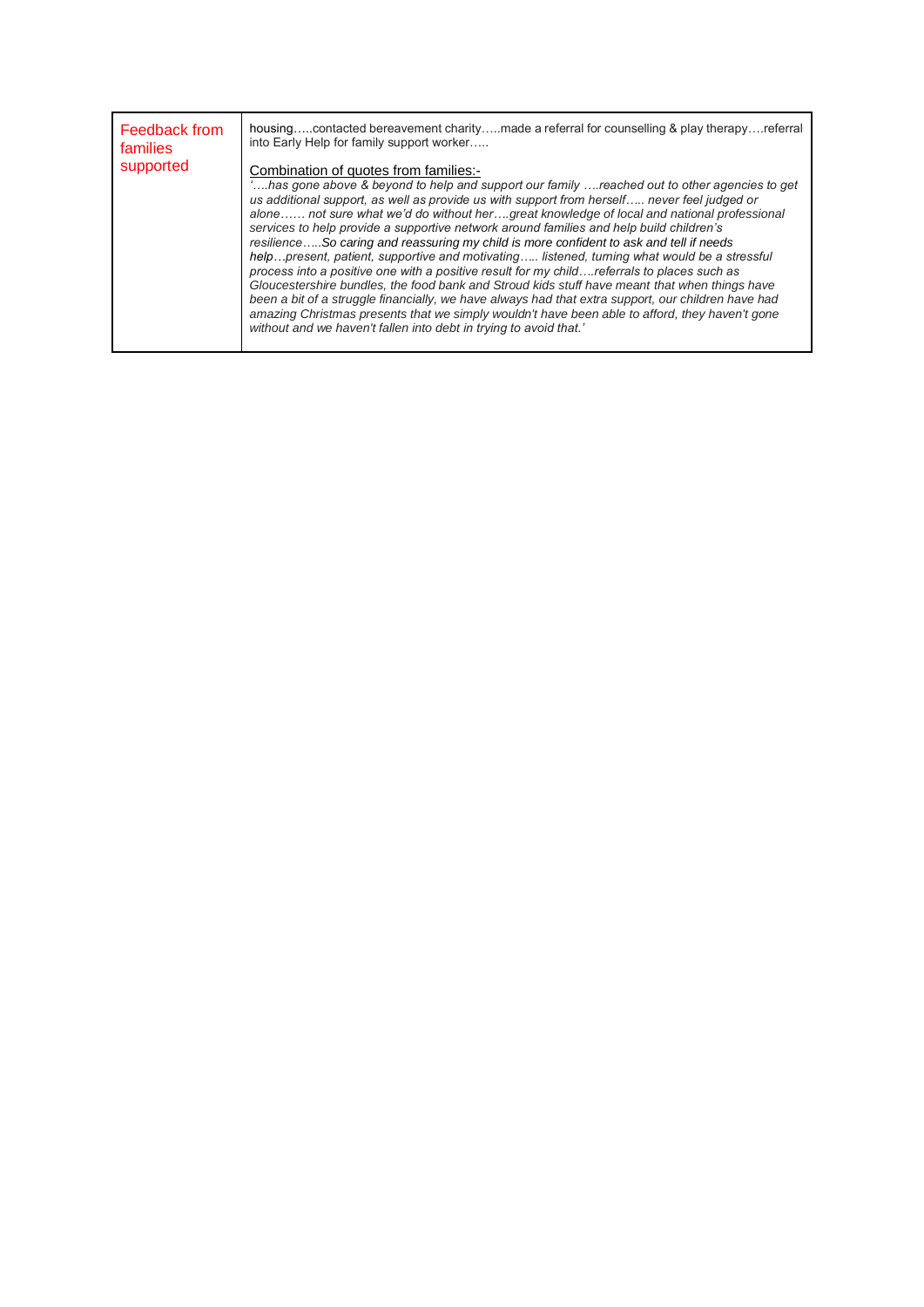| | |
|---|---|
| Feedback from families supported | housing…..contacted bereavement charity…..made a referral for counselling & play therapy….referral into Early Help for family support worker….. <br><br> <u>Combination of quotes from families:-</u> <br> *'….has gone above & beyond to help and support our family ….reached out to other agencies to get us additional support, as well as provide us with support from herself….. never feel judged or alone…… not sure what we'd do without her….great knowledge of local and national professional services to help provide a supportive network around families and help build children's resilience…..So caring and reassuring my child is more confident to ask and tell if needs help…present, patient, supportive and motivating….. listened, turning what would be a stressful process into a positive one with a positive result for my child….referrals to places such as Gloucestershire bundles, the food bank and Stroud kids stuff have meant that when things have been a bit of a struggle financially, we have always had that extra support, our children have had amazing Christmas presents that we simply wouldn't have been able to afford, they haven't gone without and we haven't fallen into debt in trying to avoid that.'* |